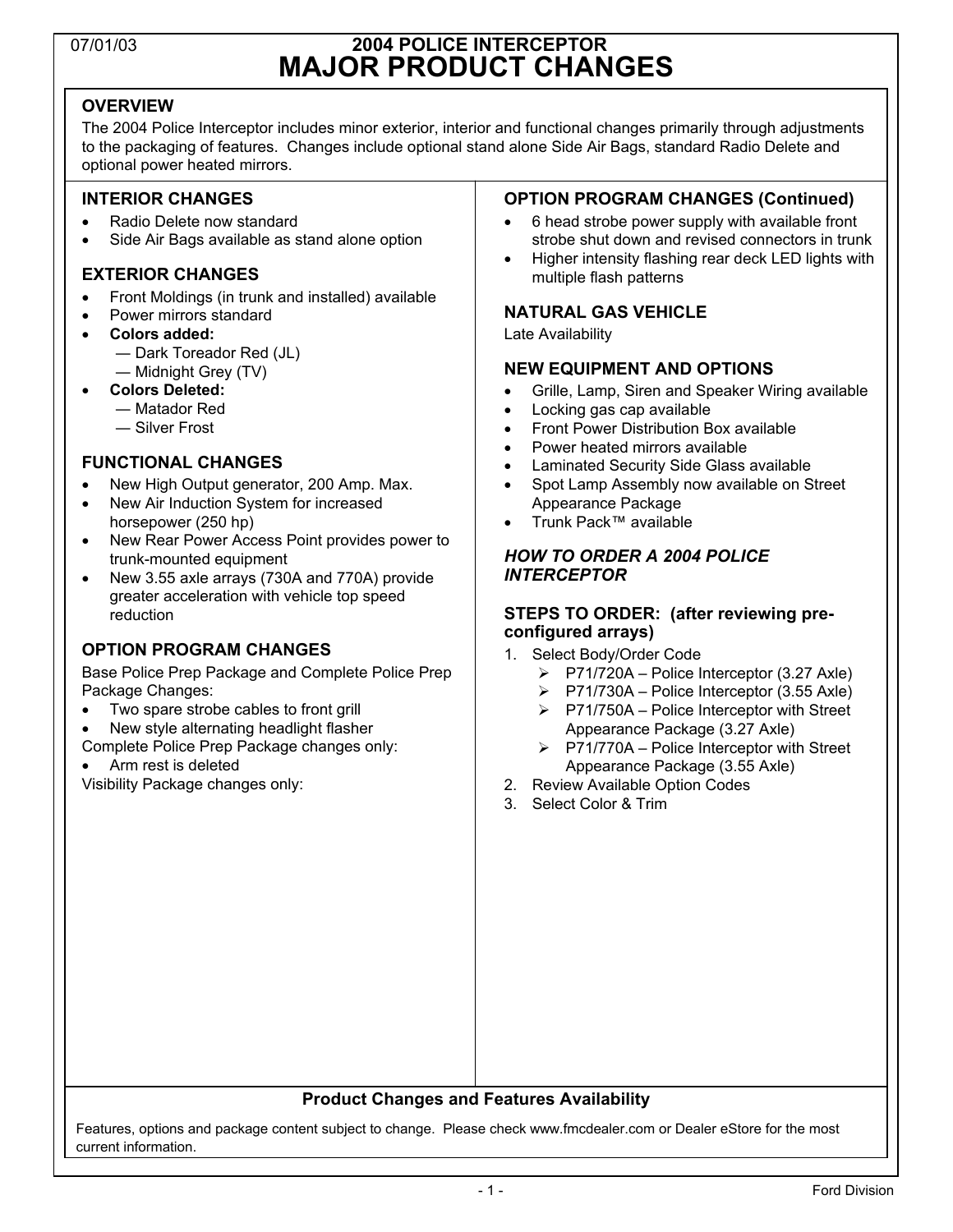07/01/03

# 2004 POLICE INTERCEPTOR
# MAJOR PRODUCT CHANGES

## OVERVIEW

The 2004 Police Interceptor includes minor exterior, interior and functional changes primarily through adjustments to the packaging of features. Changes include optional stand alone Side Air Bags, standard Radio Delete and optional power heated mirrors.

## INTERIOR CHANGES

- Radio Delete now standard
- Side Air Bags available as stand alone option

## EXTERIOR CHANGES

- Front Moldings (in trunk and installed) available
- Power mirrors standard
- **Colors added:**
  — Dark Toreador Red (JL)
  — Midnight Grey (TV)
- **Colors Deleted:**
  — Matador Red
  — Silver Frost

## FUNCTIONAL CHANGES

- New High Output generator, 200 Amp. Max.
- New Air Induction System for increased horsepower (250 hp)
- New Rear Power Access Point provides power to trunk-mounted equipment
- New 3.55 axle arrays (730A and 770A) provide greater acceleration with vehicle top speed reduction

## OPTION PROGRAM CHANGES

Base Police Prep Package and Complete Police Prep Package Changes:

- Two spare strobe cables to front grill
- New style alternating headlight flasher

Complete Police Prep Package changes only:

- Arm rest is deleted

Visibility Package changes only:

## OPTION PROGRAM CHANGES (Continued)

- 6 head strobe power supply with available front strobe shut down and revised connectors in trunk
- Higher intensity flashing rear deck LED lights with multiple flash patterns

## NATURAL GAS VEHICLE

Late Availability

## NEW EQUIPMENT AND OPTIONS

- Grille, Lamp, Siren and Speaker Wiring available
- Locking gas cap available
- Front Power Distribution Box available
- Power heated mirrors available
- Laminated Security Side Glass available
- Spot Lamp Assembly now available on Street Appearance Package
- Trunk Pack™ available

## *HOW TO ORDER A 2004 POLICE INTERCEPTOR*

### STEPS TO ORDER: (after reviewing pre-configured arrays)

1. Select Body/Order Code
   - P71/720A – Police Interceptor (3.27 Axle)
   - P71/730A – Police Interceptor (3.55 Axle)
   - P71/750A – Police Interceptor with Street Appearance Package (3.27 Axle)
   - P71/770A – Police Interceptor with Street Appearance Package (3.55 Axle)
2. Review Available Option Codes
3. Select Color & Trim

**Product Changes and Features Availability**

Features, options and package content subject to change. Please check www.fmcdealer.com or Dealer eStore for the most current information.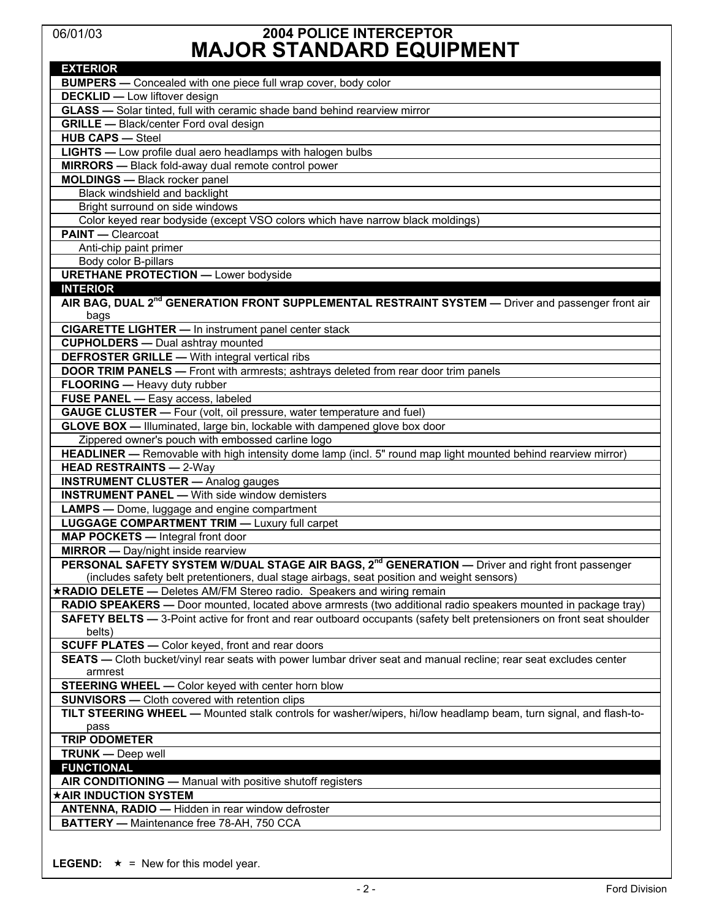06/01/03

# 2004 POLICE INTERCEPTOR
# MAJOR STANDARD EQUIPMENT

| |
|---|
| **EXTERIOR** |
| **BUMPERS —** Concealed with one piece full wrap cover, body color |
| **DECKLID —** Low liftover design |
| **GLASS —** Solar tinted, full with ceramic shade band behind rearview mirror |
| **GRILLE —** Black/center Ford oval design |
| **HUB CAPS —** Steel |
| **LIGHTS —** Low profile dual aero headlamps with halogen bulbs |
| **MIRRORS —** Black fold-away dual remote control power |
| **MOLDINGS —** Black rocker panel |
| Black windshield and backlight |
| Bright surround on side windows |
| Color keyed rear bodyside (except VSO colors which have narrow black moldings) |
| **PAINT —** Clearcoat |
| Anti-chip paint primer |
| Body color B-pillars |
| **URETHANE PROTECTION —** Lower bodyside |
| **INTERIOR** |
| **AIR BAG, DUAL 2nd GENERATION FRONT SUPPLEMENTAL RESTRAINT SYSTEM —** Driver and passenger front air bags |
| **CIGARETTE LIGHTER —** In instrument panel center stack |
| **CUPHOLDERS —** Dual ashtray mounted |
| **DEFROSTER GRILLE —** With integral vertical ribs |
| **DOOR TRIM PANELS —** Front with armrests; ashtrays deleted from rear door trim panels |
| **FLOORING —** Heavy duty rubber |
| **FUSE PANEL —** Easy access, labeled |
| **GAUGE CLUSTER —** Four (volt, oil pressure, water temperature and fuel) |
| **GLOVE BOX —** Illuminated, large bin, lockable with dampened glove box door |
| Zippered owner's pouch with embossed carline logo |
| **HEADLINER —** Removable with high intensity dome lamp (incl. 5" round map light mounted behind rearview mirror) |
| **HEAD RESTRAINTS —** 2-Way |
| **INSTRUMENT CLUSTER —** Analog gauges |
| **INSTRUMENT PANEL —** With side window demisters |
| **LAMPS —** Dome, luggage and engine compartment |
| **LUGGAGE COMPARTMENT TRIM —** Luxury full carpet |
| **MAP POCKETS —** Integral front door |
| **MIRROR —** Day/night inside rearview |
| **PERSONAL SAFETY SYSTEM W/DUAL STAGE AIR BAGS, 2nd GENERATION —** Driver and right front passenger (includes safety belt pretentioners, dual stage airbags, seat position and weight sensors) |
| ★**RADIO DELETE —** Deletes AM/FM Stereo radio. Speakers and wiring remain |
| **RADIO SPEAKERS —** Door mounted, located above armrests (two additional radio speakers mounted in package tray) |
| **SAFETY BELTS —** 3-Point active for front and rear outboard occupants (safety belt pretensioners on front seat shoulder belts) |
| **SCUFF PLATES —** Color keyed, front and rear doors |
| **SEATS —** Cloth bucket/vinyl rear seats with power lumbar driver seat and manual recline; rear seat excludes center armrest |
| **STEERING WHEEL —** Color keyed with center horn blow |
| **SUNVISORS —** Cloth covered with retention clips |
| **TILT STEERING WHEEL —** Mounted stalk controls for washer/wipers, hi/low headlamp beam, turn signal, and flash-to-pass |
| **TRIP ODOMETER** |
| **TRUNK —** Deep well |
| **FUNCTIONAL** |
| **AIR CONDITIONING —** Manual with positive shutoff registers |
| ★**AIR INDUCTION SYSTEM** |
| **ANTENNA, RADIO —** Hidden in rear window defroster |
| **BATTERY —** Maintenance free 78-AH, 750 CCA |

**LEGEND:** ★ = New for this model year.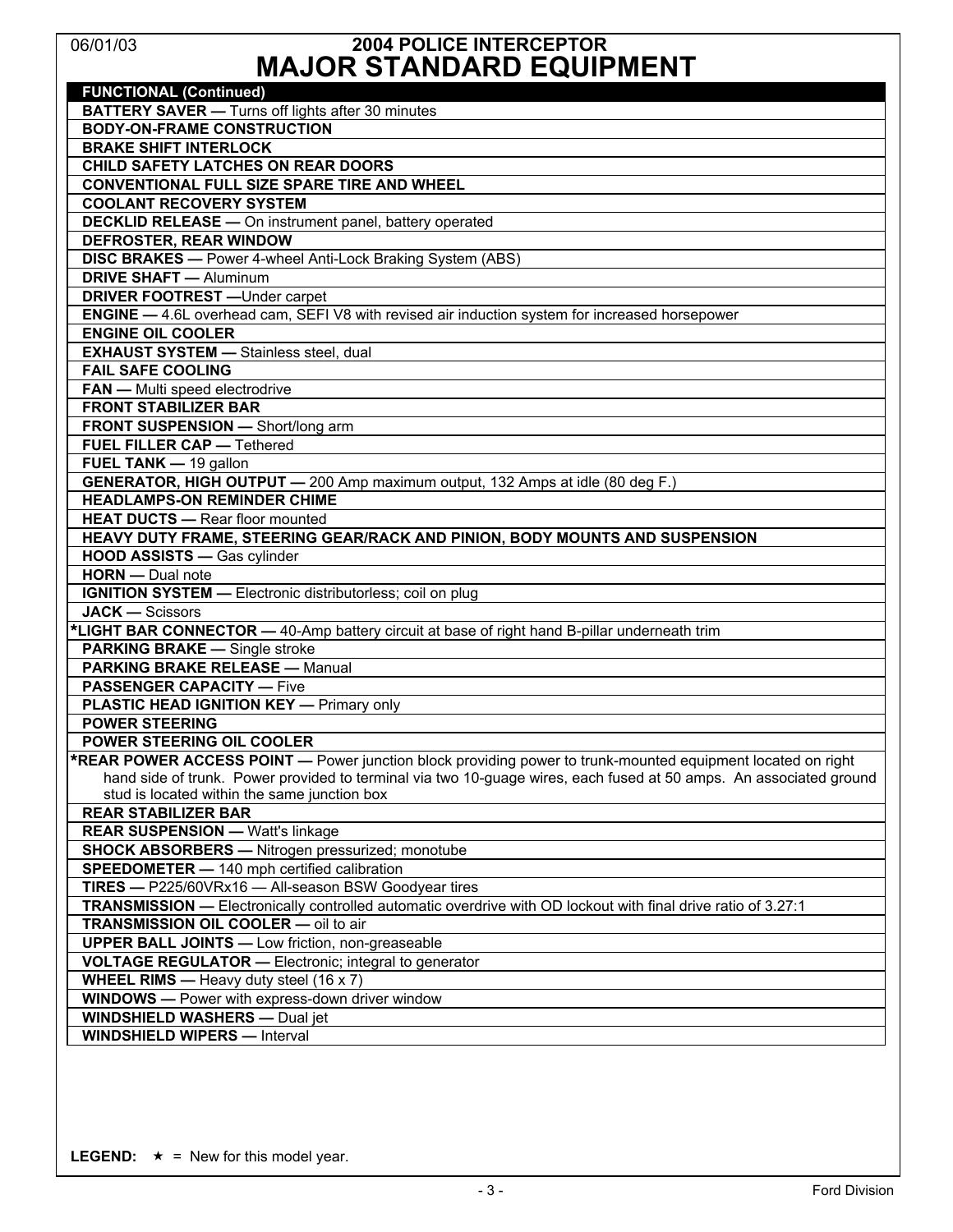06/01/03

# 2004 POLICE INTERCEPTOR
# MAJOR STANDARD EQUIPMENT

| **FUNCTIONAL (Continued)** |
|---|
| **BATTERY SAVER —** Turns off lights after 30 minutes |
| **BODY-ON-FRAME CONSTRUCTION** |
| **BRAKE SHIFT INTERLOCK** |
| **CHILD SAFETY LATCHES ON REAR DOORS** |
| **CONVENTIONAL FULL SIZE SPARE TIRE AND WHEEL** |
| **COOLANT RECOVERY SYSTEM** |
| **DECKLID RELEASE —** On instrument panel, battery operated |
| **DEFROSTER, REAR WINDOW** |
| **DISC BRAKES —** Power 4-wheel Anti-Lock Braking System (ABS) |
| **DRIVE SHAFT —** Aluminum |
| **DRIVER FOOTREST —**Under carpet |
| **ENGINE —** 4.6L overhead cam, SEFI V8 with revised air induction system for increased horsepower |
| **ENGINE OIL COOLER** |
| **EXHAUST SYSTEM —** Stainless steel, dual |
| **FAIL SAFE COOLING** |
| **FAN —** Multi speed electrodrive |
| **FRONT STABILIZER BAR** |
| **FRONT SUSPENSION —** Short/long arm |
| **FUEL FILLER CAP —** Tethered |
| **FUEL TANK —** 19 gallon |
| **GENERATOR, HIGH OUTPUT —** 200 Amp maximum output, 132 Amps at idle (80 deg F.) |
| **HEADLAMPS-ON REMINDER CHIME** |
| **HEAT DUCTS —** Rear floor mounted |
| **HEAVY DUTY FRAME, STEERING GEAR/RACK AND PINION, BODY MOUNTS AND SUSPENSION** |
| **HOOD ASSISTS —** Gas cylinder |
| **HORN —** Dual note |
| **IGNITION SYSTEM —** Electronic distributorless; coil on plug |
| **JACK —** Scissors |
| ***LIGHT BAR CONNECTOR —** 40-Amp battery circuit at base of right hand B-pillar underneath trim |
| **PARKING BRAKE —** Single stroke |
| **PARKING BRAKE RELEASE —** Manual |
| **PASSENGER CAPACITY —** Five |
| **PLASTIC HEAD IGNITION KEY —** Primary only |
| **POWER STEERING** |
| **POWER STEERING OIL COOLER** |
| ***REAR POWER ACCESS POINT —** Power junction block providing power to trunk-mounted equipment located on right hand side of trunk. Power provided to terminal via two 10-guage wires, each fused at 50 amps. An associated ground stud is located within the same junction box |
| **REAR STABILIZER BAR** |
| **REAR SUSPENSION —** Watt's linkage |
| **SHOCK ABSORBERS —** Nitrogen pressurized; monotube |
| **SPEEDOMETER —** 140 mph certified calibration |
| **TIRES —** P225/60VRx16 — All-season BSW Goodyear tires |
| **TRANSMISSION —** Electronically controlled automatic overdrive with OD lockout with final drive ratio of 3.27:1 |
| **TRANSMISSION OIL COOLER —** oil to air |
| **UPPER BALL JOINTS —** Low friction, non-greaseable |
| **VOLTAGE REGULATOR —** Electronic; integral to generator |
| **WHEEL RIMS —** Heavy duty steel (16 x 7) |
| **WINDOWS —** Power with express-down driver window |
| **WINDSHIELD WASHERS —** Dual jet |
| **WINDSHIELD WIPERS —** Interval |

**LEGEND:** ★ = New for this model year.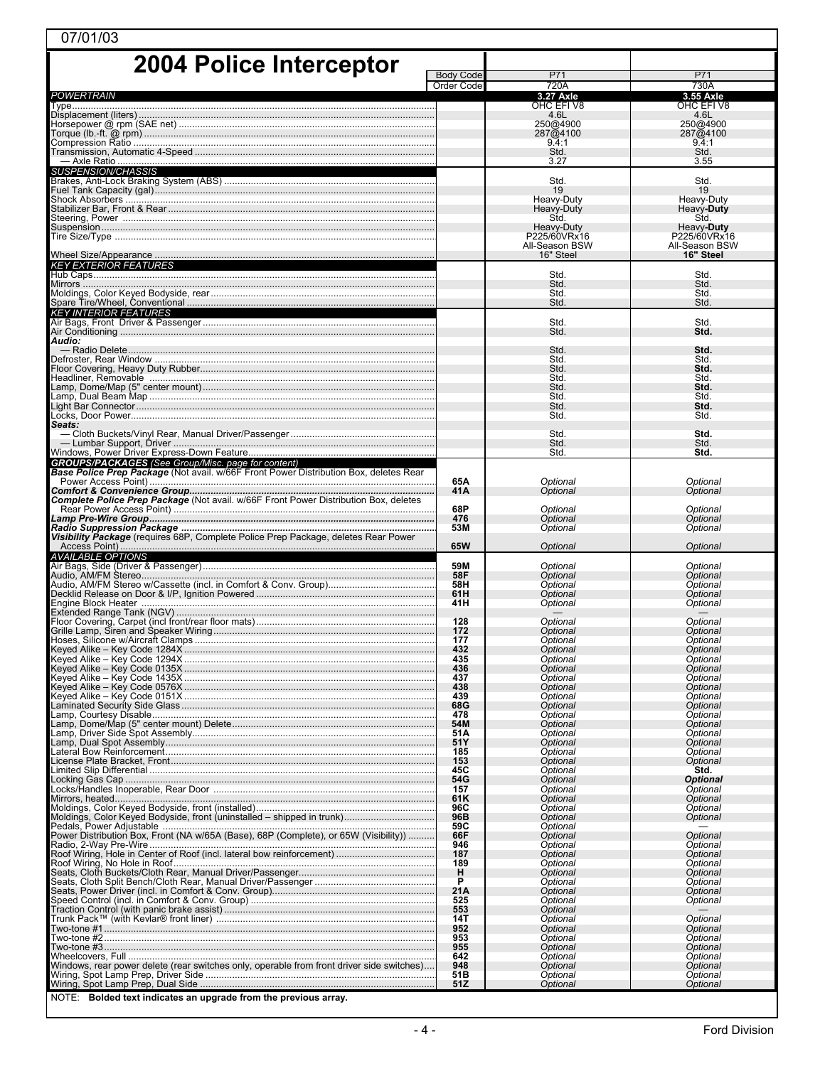07/01/03

# 2004 Police Interceptor

| | | | |
|---|---|---|---|
| | Body Code | P71 | P71 |
| | Order Code | 720A | 730A |
| ***POWERTRAIN*** | | **3.27 Axle** | **3.55 Axle** |
| Type | | OHC EFI V8 | OHC EFI V8 |
| Displacement (liters) | | 4.6L | 4.6L |
| Horsepower @ rpm (SAE net) | | 250@4900 | 250@4900 |
| Torque (lb.-ft. @ rpm) | | 287@4100 | 287@4100 |
| Compression Ratio | | 9.4:1 | 9.4:1 |
| Transmission, Automatic 4-Speed | | Std. | Std. |
| — Axle Ratio | | 3.27 | 3.55 |
| ***SUSPENSION/CHASSIS*** | | | |
| Brakes, Anti-Lock Braking System (ABS) | | Std. | Std. |
| Fuel Tank Capacity (gal) | | 19 | 19 |
| Shock Absorbers | | Heavy-Duty | Heavy-Duty |
| Stabilizer Bar, Front & Rear | | Heavy-Duty | Heavy-**Duty** |
| Steering, Power | | Std. | Std. |
| Suspension | | Heavy-Duty | Heavy-**Duty** |
| Tire Size/Type | | P225/60VRx16 All-Season BSW | P225/60VRx16 All-Season BSW |
| Wheel Size/Appearance | | 16" Steel | **16" Steel** |
| ***KEY EXTERIOR FEATURES*** | | | |
| Hub Caps | | Std. | Std. |
| Mirrors | | Std. | Std. |
| Moldings, Color Keyed Bodyside, rear | | Std. | Std. |
| Spare Tire/Wheel, Conventional | | Std. | Std. |
| ***KEY INTERIOR FEATURES*** | | | |
| Air Bags, Front Driver & Passenger | | Std. | Std. |
| Air Conditioning | | Std. | **Std.** |
| ***Audio:*** | | | |
| — Radio Delete | | Std. | **Std.** |
| Defroster, Rear Window | | Std. | Std. |
| Floor Covering, Heavy Duty Rubber | | Std. | **Std.** |
| Headliner, Removable | | Std. | Std. |
| Lamp, Dome/Map (5" center mount) | | Std. | **Std.** |
| Lamp, Dual Beam Map | | Std. | Std. |
| Light Bar Connector | | Std. | **Std.** |
| Locks, Door Power | | Std. | Std. |
| ***Seats:*** | | | |
| — Cloth Buckets/Vinyl Rear, Manual Driver/Passenger | | Std. | **Std.** |
| — Lumbar Support, Driver | | Std. | Std. |
| Windows, Power Driver Express-Down Feature | | Std. | **Std.** |
| ***GROUPS/PACKAGES** (See Group/Misc. page for content)* | | | |
| ***Base Police Prep Package*** (Not avail. w/66F Front Power Distribution Box, deletes Rear Power Access Point) | **65A** | *Optional* | *Optional* |
| ***Comfort & Convenience Group*** | **41A** | *Optional* | *Optional* |
| ***Complete Police Prep Package*** (Not avail. w/66F Front Power Distribution Box, deletes Rear Power Access Point) | **68P** | *Optional* | *Optional* |
| ***Lamp Pre-Wire Group*** | **476** | *Optional* | *Optional* |
| ***Radio Suppression Package*** | **53M** | *Optional* | *Optional* |
| ***Visibility Package*** (requires 68P, Complete Police Prep Package, deletes Rear Power Access Point) | **65W** | *Optional* | *Optional* |
| ***AVAILABLE OPTIONS*** | | | |
| Air Bags, Side (Driver & Passenger) | **59M** | *Optional* | *Optional* |
| Audio, AM/FM Stereo | **58F** | *Optional* | *Optional* |
| Audio, AM/FM Stereo w/Cassette (incl. in Comfort & Conv. Group) | **58H** | *Optional* | *Optional* |
| Decklid Release on Door & I/P, Ignition Powered | **61H** | *Optional* | *Optional* |
| Engine Block Heater | **41H** | *Optional* | *Optional* |
| Extended Range Tank (NGV) | | — | — |
| Floor Covering, Carpet (incl front/rear floor mats) | **128** | *Optional* | *Optional* |
| Grille Lamp, Siren and Speaker Wiring | **172** | *Optional* | *Optional* |
| Hoses, Silicone w/Aircraft Clamps | **177** | *Optional* | *Optional* |
| Keyed Alike – Key Code 1284X | **432** | *Optional* | *Optional* |
| Keyed Alike – Key Code 1294X | **435** | *Optional* | *Optional* |
| Keyed Alike – Key Code 0135X | **436** | *Optional* | *Optional* |
| Keyed Alike – Key Code 1435X | **437** | *Optional* | *Optional* |
| Keyed Alike – Key Code 0576X | **438** | *Optional* | *Optional* |
| Keyed Alike – Key Code 0151X | **439** | *Optional* | *Optional* |
| Laminated Security Side Glass | **68G** | *Optional* | *Optional* |
| Lamp, Courtesy Disable | **478** | *Optional* | *Optional* |
| Lamp, Dome/Map (5" center mount) Delete | **54M** | *Optional* | *Optional* |
| Lamp, Driver Side Spot Assembly | **51A** | *Optional* | *Optional* |
| Lamp, Dual Spot Assembly | **51Y** | *Optional* | *Optional* |
| Lateral Bow Reinforcement | **185** | *Optional* | *Optional* |
| License Plate Bracket, Front | **153** | *Optional* | *Optional* |
| Limited Slip Differential | **45C** | *Optional* | **Std.** |
| Locking Gas Cap | **54G** | *Optional* | ***Optional*** |
| Locks/Handles Inoperable, Rear Door | **157** | *Optional* | *Optional* |
| Mirrors, heated | **61K** | *Optional* | *Optional* |
| Moldings, Color Keyed Bodyside, front (installed) | **96C** | *Optional* | *Optional* |
| Moldings, Color Keyed Bodyside, front (uninstalled – shipped in trunk) | **96B** | *Optional* | *Optional* |
| Pedals, Power Adjustable | **59C** | *Optional* | — |
| Power Distribution Box, Front (NA w/65A (Base), 68P (Complete), or 65W (Visibility)) | **66F** | *Optional* | *Optional* |
| Radio, 2-Way Pre-Wire | **946** | *Optional* | *Optional* |
| Roof Wiring, Hole in Center of Roof (incl. lateral bow reinforcement) | **187** | *Optional* | *Optional* |
| Roof Wiring, No Hole in Roof | **189** | *Optional* | *Optional* |
| Seats, Cloth Buckets/Cloth Rear, Manual Driver/Passenger | **H** | *Optional* | *Optional* |
| Seats, Cloth Split Bench/Cloth Rear, Manual Driver/Passenger | **P** | *Optional* | *Optional* |
| Seats, Power Driver (incl. in Comfort & Conv. Group) | **21A** | *Optional* | *Optional* |
| Speed Control (incl. in Comfort & Conv. Group) | **525** | *Optional* | *Optional* |
| Traction Control (with panic brake assist) | **553** | *Optional* | — |
| Trunk Pack™ (with Kevlar® front liner) | **14T** | *Optional* | *Optional* |
| Two-tone #1 | **952** | *Optional* | *Optional* |
| Two-tone #2 | **953** | *Optional* | *Optional* |
| Two-tone #3 | **955** | *Optional* | *Optional* |
| Wheelcovers, Full | **642** | *Optional* | *Optional* |
| Windows, rear power delete (rear switches only, operable from front driver side switches) | **948** | *Optional* | *Optional* |
| Wiring, Spot Lamp Prep, Driver Side | **51B** | *Optional* | *Optional* |
| Wiring, Spot Lamp Prep, Dual Side | **51Z** | *Optional* | *Optional* |

NOTE: **Bolded text indicates an upgrade from the previous array.**

Ford Division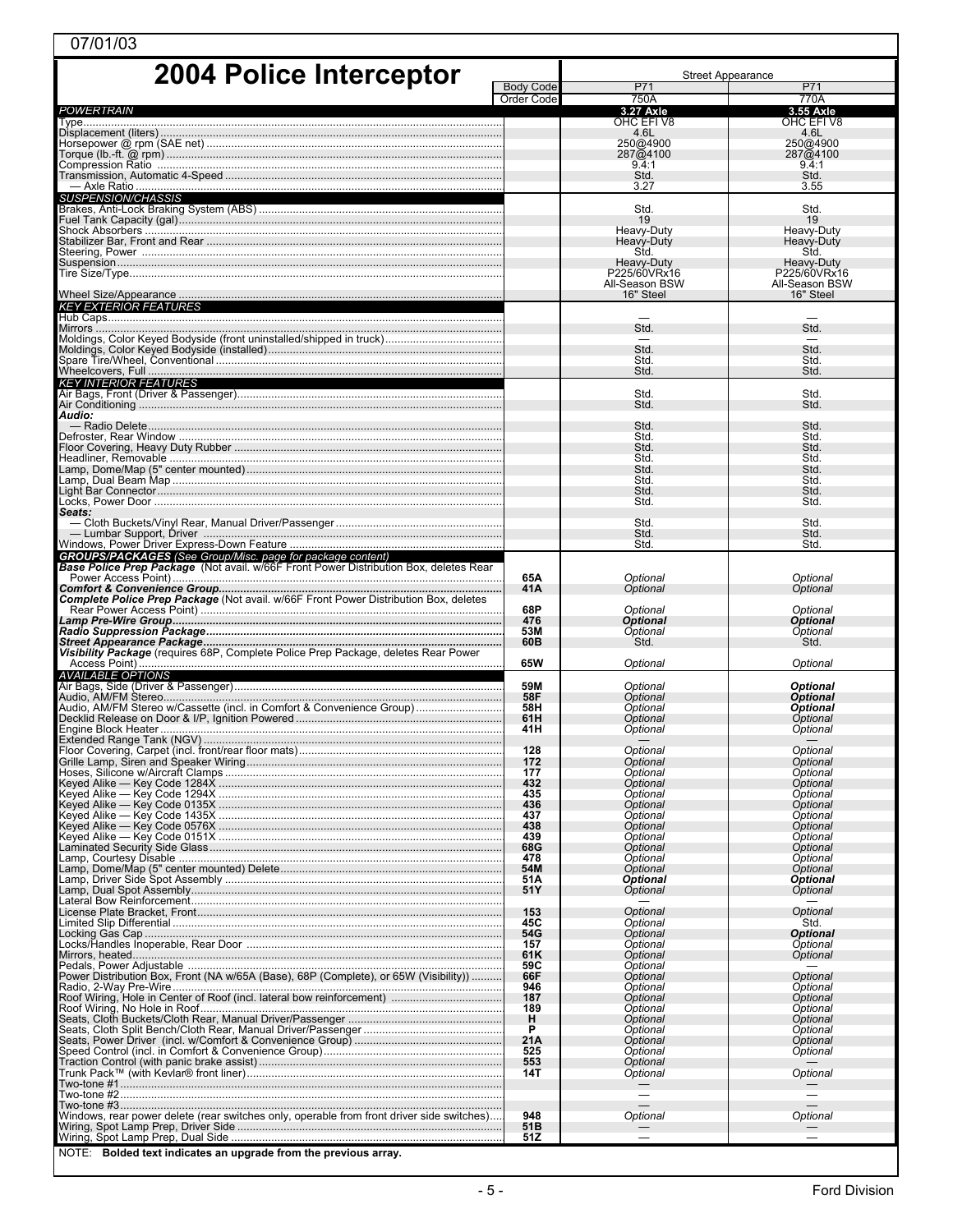07/01/03

# 2004 Police Interceptor

| | | Street Appearance | |
|---|---|---|---|
| | Body Code | P71 | P71 |
| | Order Code | 750A | 770A |
| *POWERTRAIN* | | **3.27 Axle** | **3.55 Axle** |
| Type | | OHC EFI V8 | OHC EFI V8 |
| Displacement (liters) | | 4.6L | 4.6L |
| Horsepower @ rpm (SAE net) | | 250@4900 | 250@4900 |
| Torque (lb.-ft. @ rpm) | | 287@4100 | 287@4100 |
| Compression Ratio | | 9.4:1 | 9.4:1 |
| Transmission, Automatic 4-Speed | | Std. | Std. |
| — Axle Ratio | | 3.27 | 3.55 |
| *SUSPENSION/CHASSIS* | | | |
| Brakes, Anti-Lock Braking System (ABS) | | Std. | Std. |
| Fuel Tank Capacity (gal) | | 19 | 19 |
| Shock Absorbers | | Heavy-Duty | Heavy-Duty |
| Stabilizer Bar, Front and Rear | | Heavy-Duty | Heavy-Duty |
| Steering, Power | | Std. | Std. |
| Suspension | | Heavy-Duty | Heavy-Duty |
| Tire Size/Type | | P225/60VRx16 All-Season BSW | P225/60VRx16 All-Season BSW |
| Wheel Size/Appearance | | 16" Steel | 16" Steel |
| *KEY EXTERIOR FEATURES* | | | |
| Hub Caps | | — | — |
| Mirrors | | Std. | Std. |
| Moldings, Color Keyed Bodyside (front uninstalled/shipped in truck) | | — | — |
| Moldings, Color Keyed Bodyside (installed) | | Std. | Std. |
| Spare Tire/Wheel, Conventional | | Std. | Std. |
| Wheelcovers, Full | | Std. | Std. |
| *KEY INTERIOR FEATURES* | | | |
| Air Bags, Front (Driver & Passenger) | | Std. | Std. |
| Air Conditioning | | Std. | Std. |
| ***Audio:*** | | | |
| — Radio Delete | | Std. | Std. |
| Defroster, Rear Window | | Std. | Std. |
| Floor Covering, Heavy Duty Rubber | | Std. | Std. |
| Headliner, Removable | | Std. | Std. |
| Lamp, Dome/Map (5" center mounted) | | Std. | Std. |
| Lamp, Dual Beam Map | | Std. | Std. |
| Light Bar Connector | | Std. | Std. |
| Locks, Power Door | | Std. | Std. |
| ***Seats:*** | | | |
| — Cloth Buckets/Vinyl Rear, Manual Driver/Passenger | | Std. | Std. |
| — Lumbar Support, Driver | | Std. | Std. |
| Windows, Power Driver Express-Down Feature | | Std. | Std. |
| ***GROUPS/PACKAGES** (See Group/Misc. page for package content)* | | | |
| ***Base Police Prep Package*** (Not avail. w/66F Front Power Distribution Box, deletes Rear Power Access Point) | 65A | *Optional* | *Optional* |
| ***Comfort & Convenience Group*** | 41A | *Optional* | *Optional* |
| ***Complete Police Prep Package*** (Not avail. w/66F Front Power Distribution Box, deletes Rear Power Access Point) | 68P | *Optional* | *Optional* |
| ***Lamp Pre-Wire Group*** | 476 | ***Optional*** | ***Optional*** |
| ***Radio Suppression Package*** | 53M | *Optional* | *Optional* |
| ***Street Appearance Package*** | 60B | Std. | Std. |
| ***Visibility Package*** (requires 68P, Complete Police Prep Package, deletes Rear Power Access Point) | 65W | *Optional* | *Optional* |
| *AVAILABLE OPTIONS* | | | |
| Air Bags, Side (Driver & Passenger) | 59M | *Optional* | ***Optional*** |
| Audio, AM/FM Stereo | 58F | *Optional* | ***Optional*** |
| Audio, AM/FM Stereo w/Cassette (incl. in Comfort & Convenience Group) | 58H | *Optional* | ***Optional*** |
| Decklid Release on Door & I/P, Ignition Powered | 61H | *Optional* | *Optional* |
| Engine Block Heater | 41H | *Optional* | *Optional* |
| Extended Range Tank (NGV) | | — | — |
| Floor Covering, Carpet (incl. front/rear floor mats) | 128 | *Optional* | *Optional* |
| Grille Lamp, Siren and Speaker Wiring | 172 | *Optional* | *Optional* |
| Hoses, Silicone w/Aircraft Clamps | 177 | *Optional* | *Optional* |
| Keyed Alike — Key Code 1284X | 432 | *Optional* | *Optional* |
| Keyed Alike — Key Code 1294X | 435 | *Optional* | *Optional* |
| Keyed Alike — Key Code 0135X | 436 | *Optional* | *Optional* |
| Keyed Alike — Key Code 1435X | 437 | *Optional* | *Optional* |
| Keyed Alike — Key Code 0576X | 438 | *Optional* | *Optional* |
| Keyed Alike — Key Code 0151X | 439 | *Optional* | *Optional* |
| Laminated Security Side Glass | 68G | *Optional* | *Optional* |
| Lamp, Courtesy Disable | 478 | *Optional* | *Optional* |
| Lamp, Dome/Map (5" center mounted) Delete | 54M | *Optional* | *Optional* |
| Lamp, Driver Side Spot Assembly | 51A | ***Optional*** | ***Optional*** |
| Lamp, Dual Spot Assembly | 51Y | *Optional* | *Optional* |
| Lateral Bow Reinforcement | | — | — |
| License Plate Bracket, Front | 153 | *Optional* | *Optional* |
| Limited Slip Differential | 45C | *Optional* | Std. |
| Locking Gas Cap | 54G | *Optional* | ***Optional*** |
| Locks/Handles Inoperable, Rear Door | 157 | *Optional* | *Optional* |
| Mirrors, heated | 61K | *Optional* | *Optional* |
| Pedals, Power Adjustable | 59C | *Optional* | — |
| Power Distribution Box, Front (NA w/65A (Base), 68P (Complete), or 65W (Visibility)) | 66F | *Optional* | *Optional* |
| Radio, 2-Way Pre-Wire | 946 | *Optional* | *Optional* |
| Roof Wiring, Hole in Center of Roof (incl. lateral bow reinforcement) | 187 | *Optional* | *Optional* |
| Roof Wiring, No Hole in Roof | 189 | *Optional* | *Optional* |
| Seats, Cloth Buckets/Cloth Rear, Manual Driver/Passenger | H | *Optional* | *Optional* |
| Seats, Cloth Split Bench/Cloth Rear, Manual Driver/Passenger | P | *Optional* | *Optional* |
| Seats, Power Driver (incl. w/Comfort & Convenience Group) | 21A | *Optional* | *Optional* |
| Speed Control (incl. in Comfort & Convenience Group) | 525 | *Optional* | *Optional* |
| Traction Control (with panic brake assist) | 553 | *Optional* | — |
| Trunk Pack™ (with Kevlar® front liner) | 14T | *Optional* | *Optional* |
| Two-tone #1 | | — | — |
| Two-tone #2 | | — | — |
| Two-tone #3 | | — | — |
| Windows, rear power delete (rear switches only, operable from front driver side switches) | 948 | *Optional* | *Optional* |
| Wiring, Spot Lamp Prep, Driver Side | 51B | — | — |
| Wiring, Spot Lamp Prep, Dual Side | 51Z | — | — |

NOTE: **Bolded text indicates an upgrade from the previous array.**

Ford Division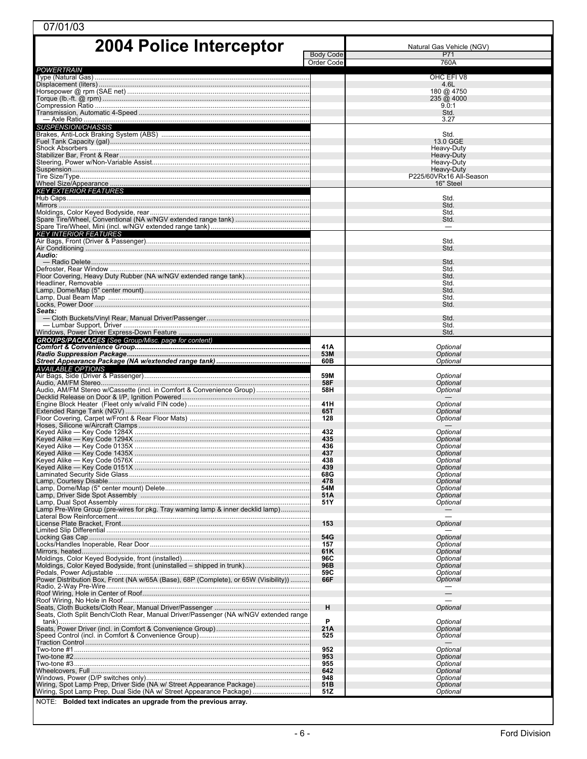07/01/03

# 2004 Police Interceptor

| | | Natural Gas Vehicle (NGV) |
|---|---|---|
| | Body Code | P71 |
| | Order Code | 760A |
| ***POWERTRAIN*** | | |
| Type (Natural Gas) | | OHC EFI V8 |
| Displacement (liters) | | 4.6L |
| Horsepower @ rpm (SAE net) | | 180 @ 4750 |
| Torque (lb.-ft. @ rpm) | | 235 @ 4000 |
| Compression Ratio | | 9.0:1 |
| Transmission, Automatic 4-Speed | | Std. |
| — Axle Ratio | | 3.27 |
| ***SUSPENSION/CHASSIS*** | | |
| Brakes, Anti-Lock Braking System (ABS) | | Std. |
| Fuel Tank Capacity (gal) | | 13.0 GGE |
| Shock Absorbers | | Heavy-Duty |
| Stabilizer Bar, Front & Rear | | Heavy-Duty |
| Steering, Power w/Non-Variable Assist | | Heavy-Duty |
| Suspension | | Heavy-Duty |
| Tire Size/Type | | P225/60VRx16 All-Season |
| Wheel Size/Appearance | | 16" Steel |
| ***KEY EXTERIOR FEATURES*** | | |
| Hub Caps | | Std. |
| Mirrors | | Std. |
| Moldings, Color Keyed Bodyside, rear | | Std. |
| Spare Tire/Wheel, Conventional (NA w/NGV extended range tank) | | Std. |
| Spare Tire/Wheel, Mini (incl. w/NGV extended range tank) | | — |
| ***KEY INTERIOR FEATURES*** | | |
| Air Bags, Front (Driver & Passenger) | | Std. |
| Air Conditioning | | Std. |
| ***Audio:*** | | |
| — Radio Delete | | Std. |
| Defroster, Rear Window | | Std. |
| Floor Covering, Heavy Duty Rubber (NA w/NGV extended range tank) | | Std. |
| Headliner, Removable | | Std. |
| Lamp, Dome/Map (5" center mount) | | Std. |
| Lamp, Dual Beam Map | | Std. |
| Locks, Power Door | | Std. |
| ***Seats:*** | | |
| — Cloth Buckets/Vinyl Rear, Manual Driver/Passenger | | Std. |
| — Lumbar Support, Driver | | Std. |
| Windows, Power Driver Express-Down Feature | | Std. |
| ***GROUPS/PACKAGES** (See Group/Misc. page for content)* | | |
| ***Comfort & Convenience Group*** | **41A** | *Optional* |
| ***Radio Suppression Package*** | **53M** | *Optional* |
| ***Street Appearance Package (NA w/extended range tank)*** | **60B** | *Optional* |
| ***AVAILABLE OPTIONS*** | | |
| Air Bags, Side (Driver & Passenger) | **59M** | *Optional* |
| Audio, AM/FM Stereo | **58F** | *Optional* |
| Audio, AM/FM Stereo w/Cassette (incl. in Comfort & Convenience Group) | **58H** | *Optional* |
| Decklid Release on Door & I/P, Ignition Powered | | — |
| Engine Block Heater (Fleet only w/valid FIN code) | **41H** | *Optional* |
| Extended Range Tank (NGV) | **65T** | *Optional* |
| Floor Covering, Carpet w/Front & Rear Floor Mats) | **128** | *Optional* |
| Hoses, Silicone w/Aircraft Clamps | | — |
| Keyed Alike — Key Code 1284X | **432** | *Optional* |
| Keyed Alike — Key Code 1294X | **435** | *Optional* |
| Keyed Alike — Key Code 0135X | **436** | *Optional* |
| Keyed Alike — Key Code 1435X | **437** | *Optional* |
| Keyed Alike — Key Code 0576X | **438** | *Optional* |
| Keyed Alike — Key Code 0151X | **439** | *Optional* |
| Laminated Security Side Glass | **68G** | *Optional* |
| Lamp, Courtesy Disable | **478** | *Optional* |
| Lamp, Dome/Map (5" center mount) Delete | **54M** | *Optional* |
| Lamp, Driver Side Spot Assembly | **51A** | *Optional* |
| Lamp, Dual Spot Assembly | **51Y** | *Optional* |
| Lamp Pre-Wire Group (pre-wires for pkg. Tray warning lamp & inner decklid lamp) | | — |
| Lateral Bow Reinforcement | | — |
| License Plate Bracket, Front | **153** | *Optional* |
| Limited Slip Differential | | — |
| Locking Gas Cap | **54G** | *Optional* |
| Locks/Handles Inoperable, Rear Door | **157** | *Optional* |
| Mirrors, heated | **61K** | *Optional* |
| Moldings, Color Keyed Bodyside, front (installed) | **96C** | *Optional* |
| Moldings, Color Keyed Bodyside, front (uninstalled – shipped in trunk) | **96B** | *Optional* |
| Pedals, Power Adjustable | **59C** | *Optional* |
| Power Distribution Box, Front (NA w/65A (Base), 68P (Complete), or 65W (Visibility)) | **66F** | *Optional* |
| Radio, 2-Way Pre-Wire | | — |
| Roof Wiring, Hole in Center of Roof | | — |
| Roof Wiring, No Hole in Roof | | — |
| Seats, Cloth Buckets/Cloth Rear, Manual Driver/Passenger | **H** | *Optional* |
| Seats, Cloth Split Bench/Cloth Rear, Manual Driver/Passenger (NA w/NGV extended range tank) | **P** | *Optional* |
| Seats, Power Driver (incl. in Comfort & Convenience Group) | **21A** | *Optional* |
| Speed Control (incl. in Comfort & Convenience Group) | **525** | *Optional* |
| Traction Control | | — |
| Two-tone #1 | **952** | *Optional* |
| Two-tone #2 | **953** | *Optional* |
| Two-tone #3 | **955** | *Optional* |
| Wheelcovers, Full | **642** | *Optional* |
| Windows, Power (D/P switches only) | **948** | *Optional* |
| Wiring, Spot Lamp Prep, Driver Side (NA w/ Street Appearance Package) | **51B** | *Optional* |
| Wiring, Spot Lamp Prep, Dual Side (NA w/ Street Appearance Package) | **51Z** | *Optional* |

NOTE: **Bolded text indicates an upgrade from the previous array.**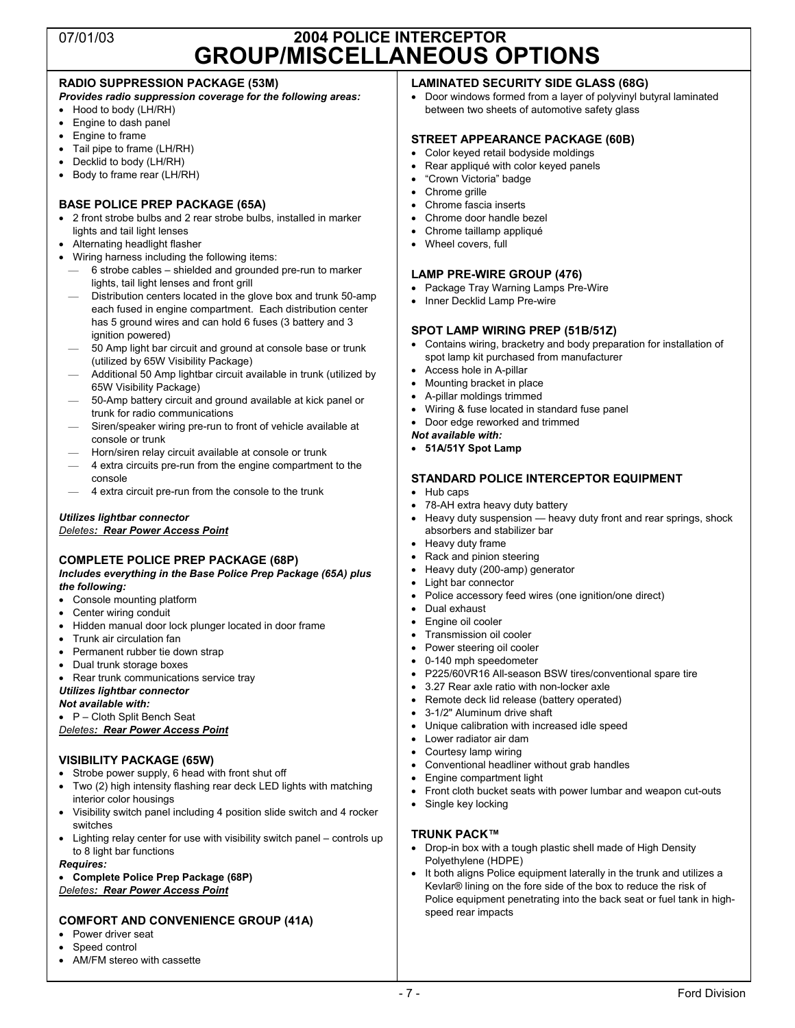# 2004 POLICE INTERCEPTOR
# GROUP/MISCELLANEOUS OPTIONS

### RADIO SUPPRESSION PACKAGE (53M)

***Provides radio suppression coverage for the following areas:***

- Hood to body (LH/RH)
- Engine to dash panel
- Engine to frame
- Tail pipe to frame (LH/RH)
- Decklid to body (LH/RH)
- Body to frame rear (LH/RH)

### BASE POLICE PREP PACKAGE (65A)

- 2 front strobe bulbs and 2 rear strobe bulbs, installed in marker lights and tail light lenses
- Alternating headlight flasher
- Wiring harness including the following items:
  - 6 strobe cables – shielded and grounded pre-run to marker lights, tail light lenses and front grill
  - Distribution centers located in the glove box and trunk 50-amp each fused in engine compartment. Each distribution center has 5 ground wires and can hold 6 fuses (3 battery and 3 ignition powered)
  - 50 Amp light bar circuit and ground at console base or trunk (utilized by 65W Visibility Package)
  - Additional 50 Amp lightbar circuit available in trunk (utilized by 65W Visibility Package)
  - 50-Amp battery circuit and ground available at kick panel or trunk for radio communications
  - Siren/speaker wiring pre-run to front of vehicle available at console or trunk
  - Horn/siren relay circuit available at console or trunk
  - 4 extra circuits pre-run from the engine compartment to the console
  - 4 extra circuit pre-run from the console to the trunk

***Utilizes lightbar connector***

*Deletes**: Rear Power Access Point***

### COMPLETE POLICE PREP PACKAGE (68P)

***Includes everything in the Base Police Prep Package (65A) plus the following:***

- Console mounting platform
- Center wiring conduit
- Hidden manual door lock plunger located in door frame
- Trunk air circulation fan
- Permanent rubber tie down strap
- Dual trunk storage boxes
- Rear trunk communications service tray

***Utilizes lightbar connector***

***Not available with:***

- P – Cloth Split Bench Seat

*Deletes**: Rear Power Access Point***

### VISIBILITY PACKAGE (65W)

- Strobe power supply, 6 head with front shut off
- Two (2) high intensity flashing rear deck LED lights with matching interior color housings
- Visibility switch panel including 4 position slide switch and 4 rocker switches
- Lighting relay center for use with visibility switch panel – controls up to 8 light bar functions

***Requires:***

- **Complete Police Prep Package (68P)**

*Deletes**: Rear Power Access Point***

### COMFORT AND CONVENIENCE GROUP (41A)

- Power driver seat
- Speed control
- AM/FM stereo with cassette

### LAMINATED SECURITY SIDE GLASS (68G)

- Door windows formed from a layer of polyvinyl butyral laminated between two sheets of automotive safety glass

### STREET APPEARANCE PACKAGE (60B)

- Color keyed retail bodyside moldings
- Rear appliqué with color keyed panels
- "Crown Victoria" badge
- Chrome grille
- Chrome fascia inserts
- Chrome door handle bezel
- Chrome taillamp appliqué
- Wheel covers, full

### LAMP PRE-WIRE GROUP (476)

- Package Tray Warning Lamps Pre-Wire
- Inner Decklid Lamp Pre-wire

### SPOT LAMP WIRING PREP (51B/51Z)

- Contains wiring, bracketry and body preparation for installation of spot lamp kit purchased from manufacturer
- Access hole in A-pillar
- Mounting bracket in place
- A-pillar moldings trimmed
- Wiring & fuse located in standard fuse panel
- Door edge reworked and trimmed

***Not available with:***

- **51A/51Y Spot Lamp**

### STANDARD POLICE INTERCEPTOR EQUIPMENT

- Hub caps
- 78-AH extra heavy duty battery
- Heavy duty suspension — heavy duty front and rear springs, shock absorbers and stabilizer bar
- Heavy duty frame
- Rack and pinion steering
- Heavy duty (200-amp) generator
- Light bar connector
- Police accessory feed wires (one ignition/one direct)
- Dual exhaust
- Engine oil cooler
- Transmission oil cooler
- Power steering oil cooler
- 0-140 mph speedometer
- P225/60VR16 All-season BSW tires/conventional spare tire
- 3.27 Rear axle ratio with non-locker axle
- Remote deck lid release (battery operated)
- 3-1/2" Aluminum drive shaft
- Unique calibration with increased idle speed
- Lower radiator air dam
- Courtesy lamp wiring
- Conventional headliner without grab handles
- Engine compartment light
- Front cloth bucket seats with power lumbar and weapon cut-outs
- Single key locking

### TRUNK PACK™

- Drop-in box with a tough plastic shell made of High Density Polyethylene (HDPE)
- It both aligns Police equipment laterally in the trunk and utilizes a Kevlar® lining on the fore side of the box to reduce the risk of Police equipment penetrating into the back seat or fuel tank in high-speed rear impacts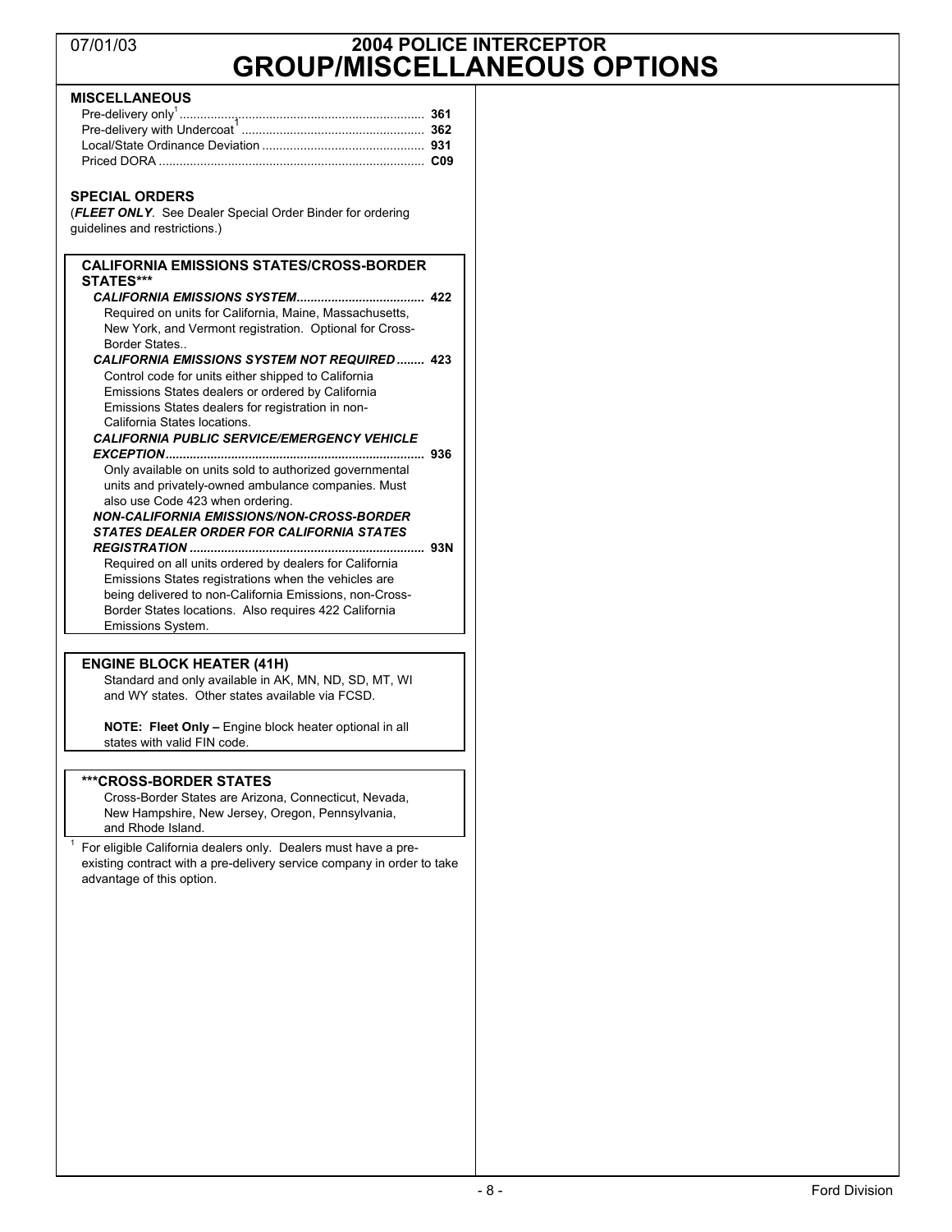# 2004 POLICE INTERCEPTOR
# GROUP/MISCELLANEOUS OPTIONS

07/01/03

## MISCELLANEOUS

Pre-delivery only[1] .......... **361**
Pre-delivery with Undercoat[1] .......... **362**
Local/State Ordinance Deviation .......... **931**
Priced DORA .......... **C09**

## SPECIAL ORDERS

(***FLEET ONLY***. See Dealer Special Order Binder for ordering guidelines and restrictions.)

### CALIFORNIA EMISSIONS STATES/CROSS-BORDER STATES***

***CALIFORNIA EMISSIONS SYSTEM*** .......... **422**
Required on units for California, Maine, Massachusetts, New York, and Vermont registration. Optional for Cross-Border States..

***CALIFORNIA EMISSIONS SYSTEM NOT REQUIRED*** .......... **423**
Control code for units either shipped to California Emissions States dealers or ordered by California Emissions States dealers for registration in non-California States locations.

***CALIFORNIA PUBLIC SERVICE/EMERGENCY VEHICLE EXCEPTION*** .......... **936**
Only available on units sold to authorized governmental units and privately-owned ambulance companies. Must also use Code 423 when ordering.

***NON-CALIFORNIA EMISSIONS/NON-CROSS-BORDER STATES DEALER ORDER FOR CALIFORNIA STATES REGISTRATION*** .......... **93N**
Required on all units ordered by dealers for California Emissions States registrations when the vehicles are being delivered to non-California Emissions, non-Cross-Border States locations. Also requires 422 California Emissions System.

### ENGINE BLOCK HEATER (41H)

Standard and only available in AK, MN, ND, SD, MT, WI and WY states. Other states available via FCSD.

**NOTE: Fleet Only –** Engine block heater optional in all states with valid FIN code.

### ***CROSS-BORDER STATES

Cross-Border States are Arizona, Connecticut, Nevada, New Hampshire, New Jersey, Oregon, Pennsylvania, and Rhode Island.

[1] For eligible California dealers only. Dealers must have a pre-existing contract with a pre-delivery service company in order to take advantage of this option.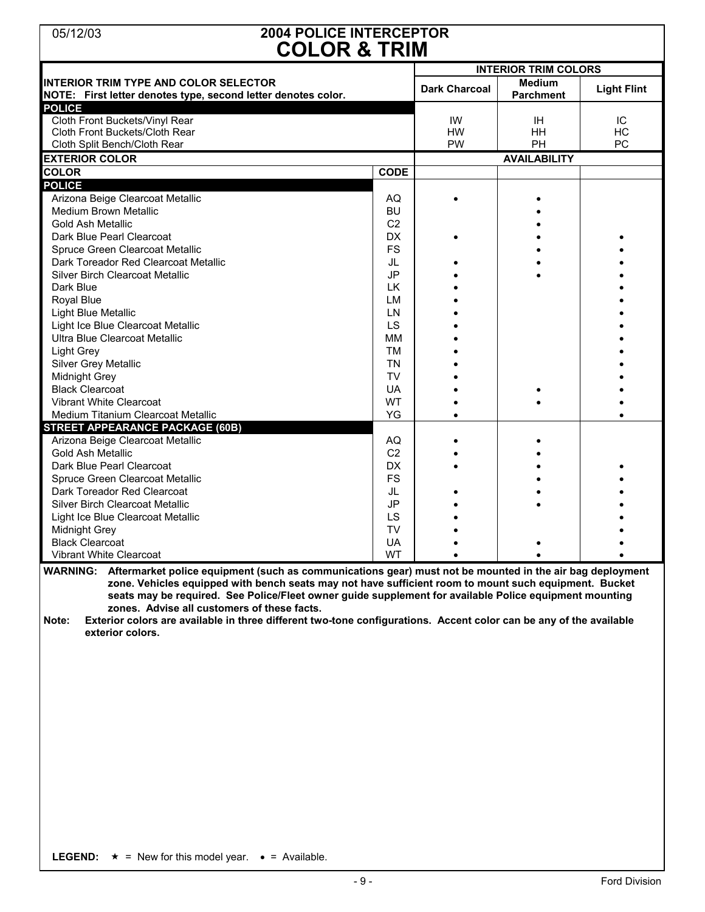05/12/03

# 2004 POLICE INTERCEPTOR
# COLOR & TRIM

| INTERIOR TRIM TYPE AND COLOR SELECTOR<br>NOTE: First letter denotes type, second letter denotes color. | | INTERIOR TRIM COLORS | | |
|---|---|---|---|---|
| | | Dark Charcoal | Medium Parchment | Light Flint |
| **POLICE** | | | | |
| Cloth Front Buckets/Vinyl Rear | | IW | IH | IC |
| Cloth Front Buckets/Cloth Rear | | HW | HH | HC |
| Cloth Split Bench/Cloth Rear | | PW | PH | PC |
| **EXTERIOR COLOR** | | **AVAILABILITY** | | |
| **COLOR** | **CODE** | | | |
| **POLICE** | | | | |
| Arizona Beige Clearcoat Metallic | AQ | • | • | |
| Medium Brown Metallic | BU | | • | |
| Gold Ash Metallic | C2 | | • | |
| Dark Blue Pearl Clearcoat | DX | • | • | • |
| Spruce Green Clearcoat Metallic | FS | | • | • |
| Dark Toreador Red Clearcoat Metallic | JL | • | • | • |
| Silver Birch Clearcoat Metallic | JP | • | • | • |
| Dark Blue | LK | • | | • |
| Royal Blue | LM | • | | • |
| Light Blue Metallic | LN | • | | • |
| Light Ice Blue Clearcoat Metallic | LS | • | | • |
| Ultra Blue Clearcoat Metallic | MM | • | | • |
| Light Grey | TM | • | | • |
| Silver Grey Metallic | TN | • | | • |
| Midnight Grey | TV | • | | • |
| Black Clearcoat | UA | • | • | • |
| Vibrant White Clearcoat | WT | • | • | • |
| Medium Titanium Clearcoat Metallic | YG | • | | • |
| **STREET APPEARANCE PACKAGE (60B)** | | | | |
| Arizona Beige Clearcoat Metallic | AQ | • | • | |
| Gold Ash Metallic | C2 | • | • | |
| Dark Blue Pearl Clearcoat | DX | • | • | • |
| Spruce Green Clearcoat Metallic | FS | | • | • |
| Dark Toreador Red Clearcoat | JL | • | • | • |
| Silver Birch Clearcoat Metallic | JP | • | • | • |
| Light Ice Blue Clearcoat Metallic | LS | • | | • |
| Midnight Grey | TV | • | | • |
| Black Clearcoat | UA | • | • | • |
| Vibrant White Clearcoat | WT | • | • | • |

**WARNING: Aftermarket police equipment (such as communications gear) must not be mounted in the air bag deployment zone. Vehicles equipped with bench seats may not have sufficient room to mount such equipment. Bucket seats may be required. See Police/Fleet owner guide supplement for available Police equipment mounting zones. Advise all customers of these facts.**

**Note: Exterior colors are available in three different two-tone configurations. Accent color can be any of the available exterior colors.**

**LEGEND:** ★ = New for this model year. • = Available.

Ford Division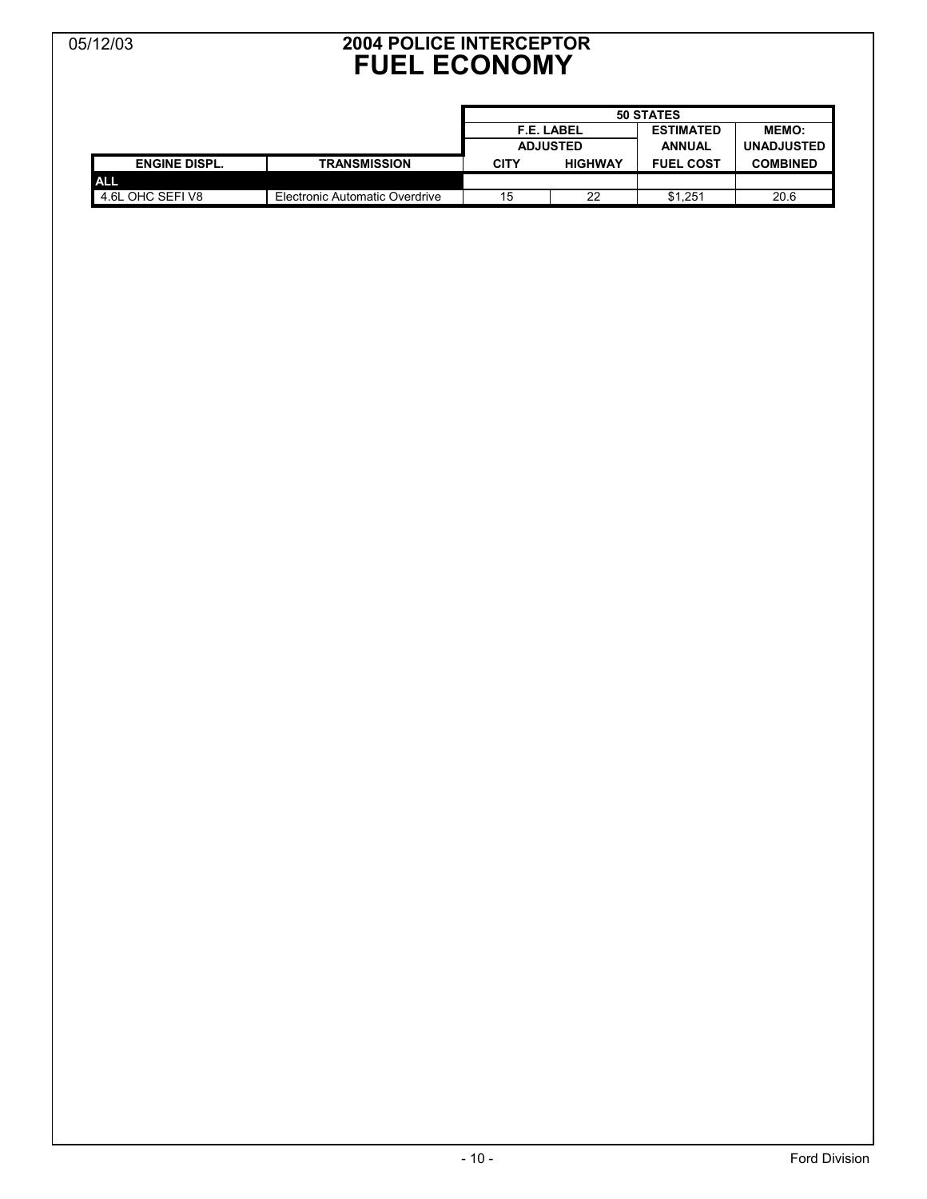# 2004 POLICE INTERCEPTOR
# FUEL ECONOMY

| | | 50 STATES | | | |
|---|---|---|---|---|---|
| | | F.E. LABEL ADJUSTED | | ESTIMATED ANNUAL | MEMO: UNADJUSTED |
| ENGINE DISPL. | TRANSMISSION | CITY | HIGHWAY | FUEL COST | COMBINED |
| **ALL** | | | | | |
| 4.6L OHC SEFI V8 | Electronic Automatic Overdrive | 15 | 22 | $1,251 | 20.6 |